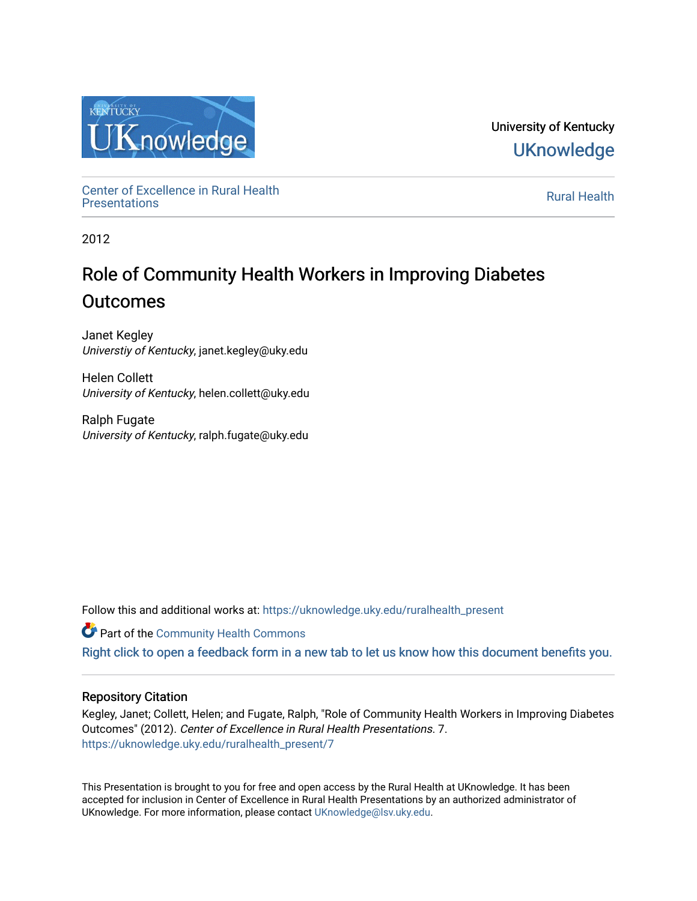University of Kentucky
UKnowledge

Center of Excellence in Rural Health Presentations

Rural Health

2012

# Role of Community Health Workers in Improving Diabetes Outcomes

Janet Kegley
*Universtiy of Kentucky*, janet.kegley@uky.edu

Helen Collett
*University of Kentucky*, helen.collett@uky.edu

Ralph Fugate
*University of Kentucky*, ralph.fugate@uky.edu

Follow this and additional works at: https://uknowledge.uky.edu/ruralhealth_present

Part of the Community Health Commons

Right click to open a feedback form in a new tab to let us know how this document benefits you.

## Repository Citation

Kegley, Janet; Collett, Helen; and Fugate, Ralph, "Role of Community Health Workers in Improving Diabetes Outcomes" (2012). *Center of Excellence in Rural Health Presentations*. 7.
https://uknowledge.uky.edu/ruralhealth_present/7

This Presentation is brought to you for free and open access by the Rural Health at UKnowledge. It has been accepted for inclusion in Center of Excellence in Rural Health Presentations by an authorized administrator of UKnowledge. For more information, please contact UKnowledge@lsv.uky.edu.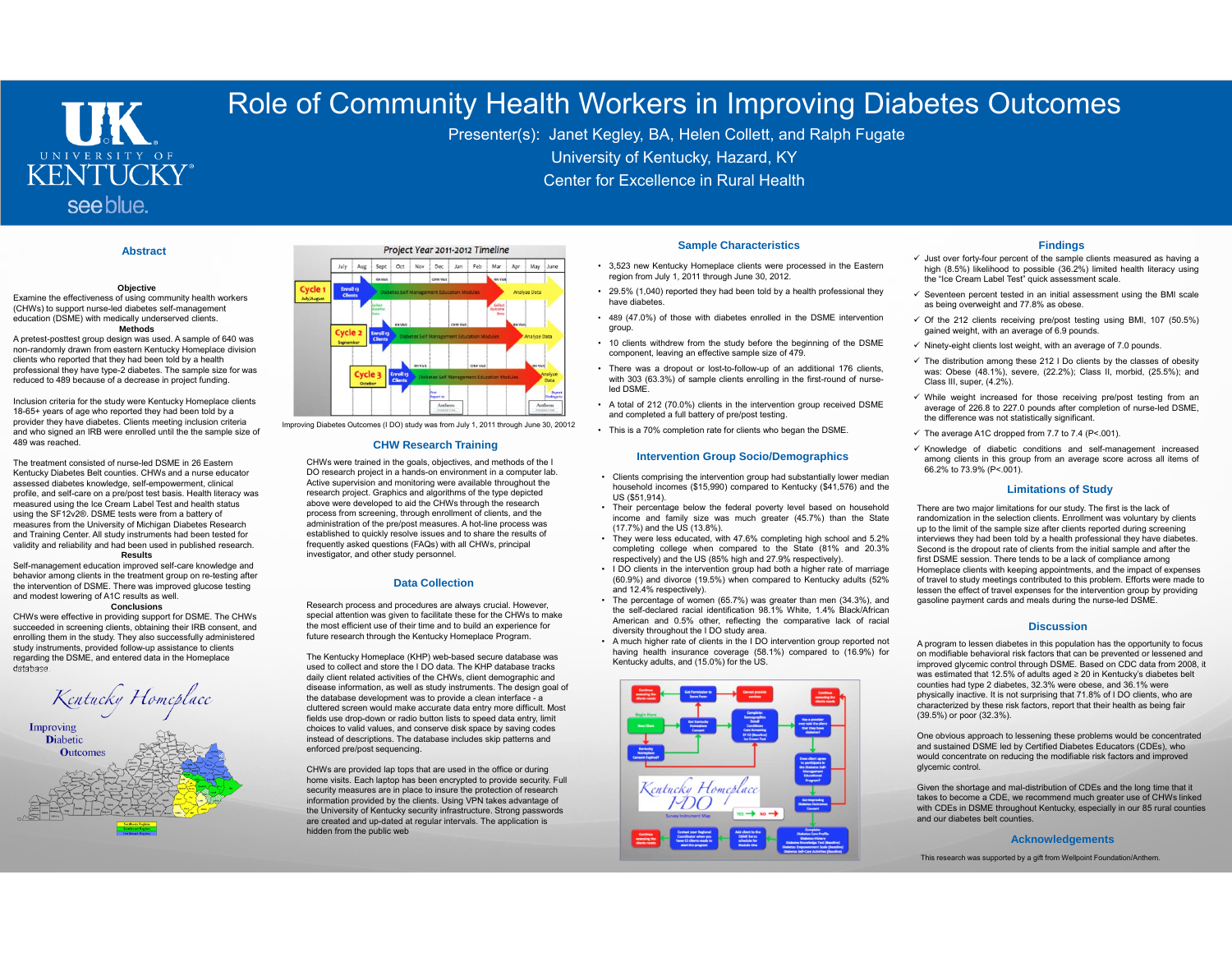# Role of Community Health Workers in Improving Diabetes Outcomes

Presenter(s): Janet Kegley, BA, Helen Collett, and Ralph Fugate

University of Kentucky, Hazard, KY

Center for Excellence in Rural Health

## Abstract

### Objective

Examine the effectiveness of using community health workers (CHWs) to support nurse-led diabetes self-management education (DSME) with medically underserved clients.

### Methods

A pretest-posttest group design was used. A sample of 640 was non-randomly drawn from eastern Kentucky Homeplace division clients who reported that they had been told by a health professional that they have type-2 diabetes. The sample size for was reduced to 489 because of a decrease in project funding.

Inclusion criteria for the study were Kentucky Homeplace clients 18-65+ years of age who reported they had been told by a provider they have diabetes. Clients meeting inclusion criteria and who signed an IRB were enrolled until the the sample size of 489 was reached.

The treatment consisted of nurse-led DSME in 26 Eastern Kentucky Diabetes Belt counties. CHWs and a nurse educator assessed diabetes knowledge, self-empowerment, clinical profile, and self-care on a pre/post test basis. Health literacy was measured using the Ice Cream Label Test and health status using the SF12v2®. DSME tests were from a battery of measures from the University of Michigan Diabetes Research and Training Center. All study instruments had been tested for validity and reliability and had been used in published research.

### Results

Self-management education improved self-care knowledge and behavior among clients in the treatment group on re-testing after the intervention of DSME. There was improved glucose testing and modest lowering of A1C results as well.

### Conclusions

CHWs were effective in providing support for DSME. The CHWs succeeded in screening clients, obtaining their IRB consent, and enrolling them in the study. They also successfully administered study instruments, provided follow-up assistance to clients regarding the DSME, and entered data in the Homeplace database.

Kentucky Homeplace

Improving Diabetic Outcomes

Project Year 2011-2012 Timeline

Improving Diabetes Outcomes (I DO) study was from July 1, 2011 through June 30, 20012

## CHW Research Training

CHWs were trained in the goals, objectives, and methods of the I DO research project in a hands-on environment in a computer lab. Active supervision and monitoring were available throughout the research project. Graphics and algorithms of the type depicted above were developed to aid the CHWs through the research process from screening, through enrollment of clients, and the administration of the pre/post measures. A hot-line process was established to quickly resolve issues and to share the results of frequently asked questions (FAQs) with all CHWs, principal investigator, and other study personnel.

## Data Collection

Research process and procedures are always crucial. However, special attention was given to facilitate these for the CHWs to make the most efficient use of their time and to build an experience for future research through the Kentucky Homeplace Program.

The Kentucky Homeplace (KHP) web-based secure database was used to collect and store the I DO data. The KHP database tracks daily client related activities of the CHWs, client demographic and disease information, as well as study instruments. The design goal of the database development was to provide a clean interface - a cluttered screen would make accurate data entry more difficult. Most fields use drop-down or radio button lists to speed data entry, limit choices to valid values, and conserve disk space by saving codes instead of descriptions. The database includes skip patterns and enforced pre/post sequencing.

CHWs are provided lap tops that are used in the office or during home visits. Each laptop has been encrypted to provide security. Full security measures are in place to insure the protection of research information provided by the clients. Using VPN takes advantage of the University of Kentucky security infrastructure. Strong passwords are created and up-dated at regular intervals. The application is hidden from the public web

## Sample Characteristics

- 3,523 new Kentucky Homeplace clients were processed in the Eastern region from July 1, 2011 through June 30, 2012.
- 29.5% (1,040) reported they had been told by a health professional they have diabetes.
- 489 (47.0%) of those with diabetes enrolled in the DSME intervention group.
- 10 clients withdrew from the study before the beginning of the DSME component, leaving an effective sample size of 479.
- There was a dropout or lost-to-follow-up of an additional 176 clients, with 303 (63.3%) of sample clients enrolling in the first-round of nurse-led DSME.
- A total of 212 (70.0%) clients in the intervention group received DSME and completed a full battery of pre/post testing.
- This is a 70% completion rate for clients who began the DSME.

## Intervention Group Socio/Demographics

- Clients comprising the intervention group had substantially lower median household incomes ($15,990) compared to Kentucky ($41,576) and the US ($51,914).
- Their percentage below the federal poverty level based on household income and family size was much greater (45.7%) than the State (17.7%) and the US (13.8%).
- They were less educated, with 47.6% completing high school and 5.2% completing college when compared to the State (81% and 20.3% respectively) and the US (85% high and 27.9% respectively).
- I DO clients in the intervention group had both a higher rate of marriage (60.9%) and divorce (19.5%) when compared to Kentucky adults (52% and 12.4% respectively).
- The percentage of women (65.7%) was greater than men (34.3%), and the self-declared racial identification 98.1% White, 1.4% Black/African American and 0.5% other, reflecting the comparative lack of racial diversity throughout the I DO study area.
- A much higher rate of clients in the I DO intervention group reported not having health insurance coverage (58.1%) compared to (16.9%) for Kentucky adults, and (15.0%) for the US.

Kentucky Homeplace I DO

## Findings

- ✓ Just over forty-four percent of the sample clients measured as having a high (8.5%) likelihood to possible (36.2%) limited health literacy using the "Ice Cream Label Test" quick assessment scale.
- ✓ Seventeen percent tested in an initial assessment using the BMI scale as being overweight and 77.8% as obese.
- ✓ Of the 212 clients receiving pre/post testing using BMI, 107 (50.5%) gained weight, with an average of 6.9 pounds.
- ✓ Ninety-eight clients lost weight, with an average of 7.0 pounds.
- ✓ The distribution among these 212 I Do clients by the classes of obesity was: Obese (48.1%), severe, (22.2%); Class II, morbid, (25.5%); and Class III, super, (4.2%).
- ✓ While weight increased for those receiving pre/post testing from an average of 226.8 to 227.0 pounds after completion of nurse-led DSME, the difference was not statistically significant.
- ✓ The average A1C dropped from 7.7 to 7.4 ($P<.001$).
- ✓ Knowledge of diabetic conditions and self-management increased among clients in this group from an average score across all items of 66.2% to 73.9% ($P<.001$).

## Limitations of Study

There are two major limitations for our study. The first is the lack of randomization in the selection clients. Enrollment was voluntary by clients up to the limit of the sample size after clients reported during screening interviews they had been told by a health professional they have diabetes. Second is the dropout rate of clients from the initial sample and after the first DSME session. There tends to be a lack of compliance among Homeplace clients with keeping appointments, and the impact of expenses of travel to these contributed to this problem. Efforts were made to lessen the effect of travel expenses for the intervention group by providing gasoline payment cards and meals during the nurse-led DSME.

## Discussion

A program to lessen diabetes in this population has the opportunity to focus on modifiable behavioral risk factors that can be prevented or lessened and improved glycemic control through DSME. Based on CDC data from 2008, it was estimated that 12.5% of adults aged ≥ 20 in Kentucky's diabetes belt counties had type 2 diabetes, 32.3% were obese, and 36.1% were physically inactive. It is not surprising that 71.8% of I DO clients, who are characterized by these risk factors, report that their health as being fair (39.5%) or poor (32.3%).

One obvious approach to lessening these problems would be concentrated and sustained DSME led by Certified Diabetes Educators (CDEs), who would concentrate on reducing the modifiable risk factors and improved glycemic control.

Given the shortage and mal-distribution of CDEs and the long time that it takes to become a CDE, we recommend much greater use of CHWs linked with CDEs in DSME throughout Kentucky, especially in our 85 rural counties and our diabetes belt counties.

## Acknowledgements

This research was supported by a gift from Wellpoint Foundation/Anthem.